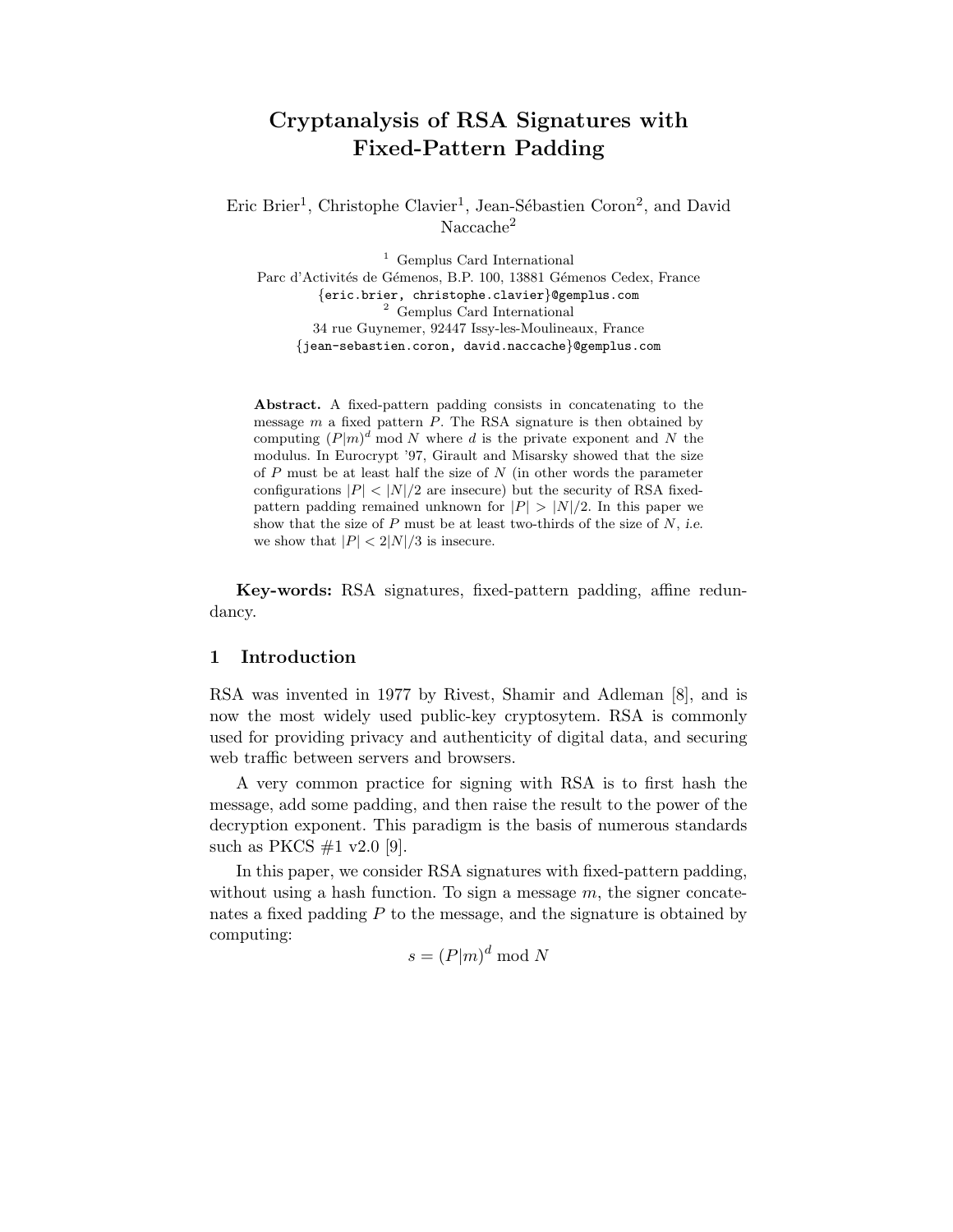# Cryptanalysis of RSA Signatures with Fixed-Pattern Padding

Eric Brier[1], Christophe Clavier[1], Jean-Sébastien Coron[2], and David Naccache[2]

[1] Gemplus Card International
Parc d'Activités de Gémenos, B.P. 100, 13881 Gémenos Cedex, France
{eric.brier, christophe.clavier}@gemplus.com

[2] Gemplus Card International
34 rue Guynemer, 92447 Issy-les-Moulineaux, France
{jean-sebastien.coron, david.naccache}@gemplus.com

**Abstract.** A fixed-pattern padding consists in concatenating to the message $m$ a fixed pattern $P$. The RSA signature is then obtained by computing $(P|m)^d \bmod N$ where $d$ is the private exponent and $N$ the modulus. In Eurocrypt '97, Girault and Misarsky showed that the size of $P$ must be at least half the size of $N$ (in other words the parameter configurations $|P| < |N|/2$ are insecure) but the security of RSA fixed-pattern padding remained unknown for $|P| > |N|/2$. In this paper we show that the size of $P$ must be at least two-thirds of the size of $N$, *i.e.* we show that $|P| < 2|N|/3$ is insecure.

**Key-words:** RSA signatures, fixed-pattern padding, affine redundancy.

## 1 Introduction

RSA was invented in 1977 by Rivest, Shamir and Adleman [8], and is now the most widely used public-key cryptosytem. RSA is commonly used for providing privacy and authenticity of digital data, and securing web traffic between servers and browsers.

A very common practice for signing with RSA is to first hash the message, add some padding, and then raise the result to the power of the decryption exponent. This paradigm is the basis of numerous standards such as PKCS #1 v2.0 [9].

In this paper, we consider RSA signatures with fixed-pattern padding, without using a hash function. To sign a message $m$, the signer concatenates a fixed padding $P$ to the message, and the signature is obtained by computing:

$$s = (P|m)^d \bmod N$$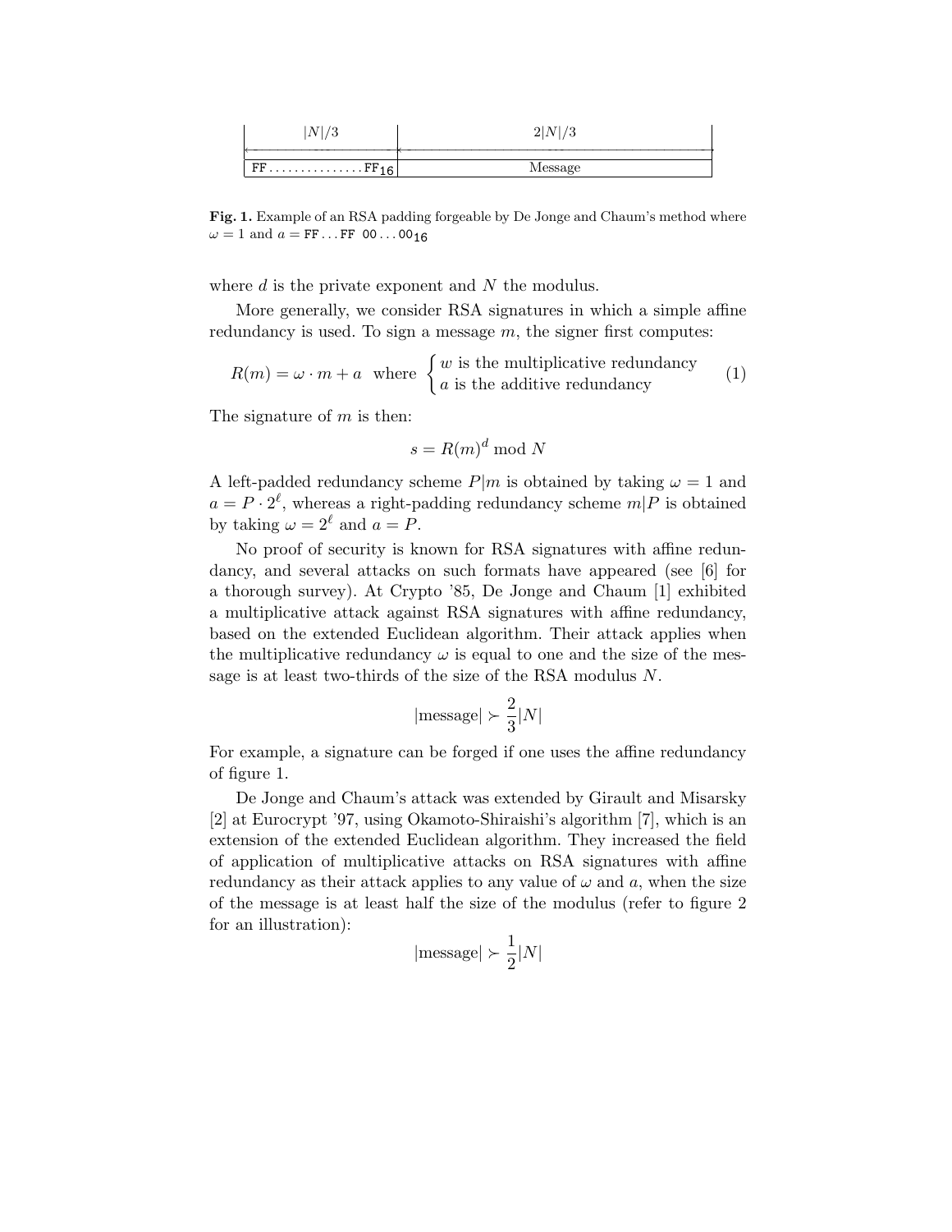| $\vert N\vert/3$ | $2\vert N\vert/3$ |
|---|---|
| FF...............FF$_{16}$ | Message |

**Fig. 1.** Example of an RSA padding forgeable by De Jonge and Chaum's method where $\omega = 1$ and $a = \texttt{FF}\ldots\texttt{FF}\ \texttt{00}\ldots\texttt{00}_{16}$

where $d$ is the private exponent and $N$ the modulus.

More generally, we consider RSA signatures in which a simple affine redundancy is used. To sign a message $m$, the signer first computes:

$$R(m) = \omega \cdot m + a \quad \text{where} \quad \begin{cases} w \text{ is the multiplicative redundancy} \\ a \text{ is the additive redundancy} \end{cases} \tag{1}$$

The signature of $m$ is then:

$$s = R(m)^d \bmod N$$

A left-padded redundancy scheme $P|m$ is obtained by taking $\omega = 1$ and $a = P \cdot 2^\ell$, whereas a right-padding redundancy scheme $m|P$ is obtained by taking $\omega = 2^\ell$ and $a = P$.

No proof of security is known for RSA signatures with affine redundancy, and several attacks on such formats have appeared (see [6] for a thorough survey). At Crypto '85, De Jonge and Chaum [1] exhibited a multiplicative attack against RSA signatures with affine redundancy, based on the extended Euclidean algorithm. Their attack applies when the multiplicative redundancy $\omega$ is equal to one and the size of the message is at least two-thirds of the size of the RSA modulus $N$.

$$|\text{message}| \succ \frac{2}{3}|N|$$

For example, a signature can be forged if one uses the affine redundancy of figure 1.

De Jonge and Chaum's attack was extended by Girault and Misarsky [2] at Eurocrypt '97, using Okamoto-Shiraishi's algorithm [7], which is an extension of the extended Euclidean algorithm. They increased the field of application of multiplicative attacks on RSA signatures with affine redundancy as their attack applies to any value of $\omega$ and $a$, when the size of the message is at least half the size of the modulus (refer to figure 2 for an illustration):

$$|\text{message}| \succ \frac{1}{2}|N|$$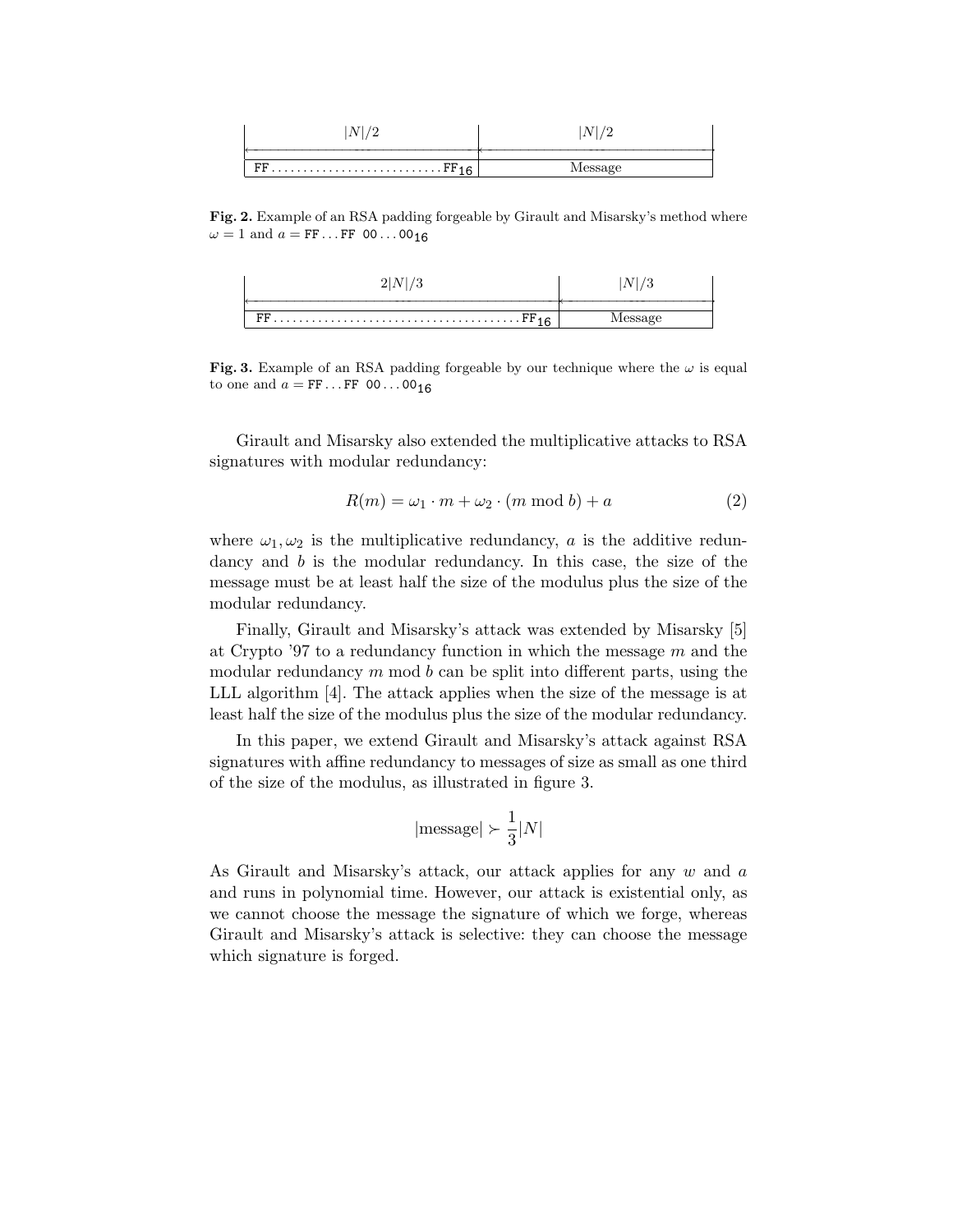| $\|N\|/2$ | $\|N\|/2$ |
|---|---|
| $\mathtt{FF} \ldots\ldots\ldots\ldots \mathtt{FF}_{16}$ | Message |

**Fig. 2.** Example of an RSA padding forgeable by Girault and Misarsky's method where $\omega = 1$ and $a = \mathtt{FF}\ldots\mathtt{FF}\ \mathtt{00}\ldots\mathtt{00}_{16}$

| $2\|N\|/3$ | $\|N\|/3$ |
|---|---|
| $\mathtt{FF} \ldots\ldots\ldots\ldots \mathtt{FF}_{16}$ | Message |

**Fig. 3.** Example of an RSA padding forgeable by our technique where the $\omega$ is equal to one and $a = \mathtt{FF}\ldots\mathtt{FF}\ \mathtt{00}\ldots\mathtt{00}_{16}$

Girault and Misarsky also extended the multiplicative attacks to RSA signatures with modular redundancy:

$$R(m) = \omega_1 \cdot m + \omega_2 \cdot (m \bmod b) + a \tag{2}$$

where $\omega_1, \omega_2$ is the multiplicative redundancy, $a$ is the additive redundancy and $b$ is the modular redundancy. In this case, the size of the message must be at least half the size of the modulus plus the size of the modular redundancy.

Finally, Girault and Misarsky's attack was extended by Misarsky [5] at Crypto '97 to a redundancy function in which the message $m$ and the modular redundancy $m \bmod b$ can be split into different parts, using the LLL algorithm [4]. The attack applies when the size of the message is at least half the size of the modulus plus the size of the modular redundancy.

In this paper, we extend Girault and Misarsky's attack against RSA signatures with affine redundancy to messages of size as small as one third of the size of the modulus, as illustrated in figure 3.

$$|\text{message}| \succ \frac{1}{3}|N|$$

As Girault and Misarsky's attack, our attack applies for any $w$ and $a$ and runs in polynomial time. However, our attack is existential only, as we cannot choose the message the signature of which we forge, whereas Girault and Misarsky's attack is selective: they can choose the message which signature is forged.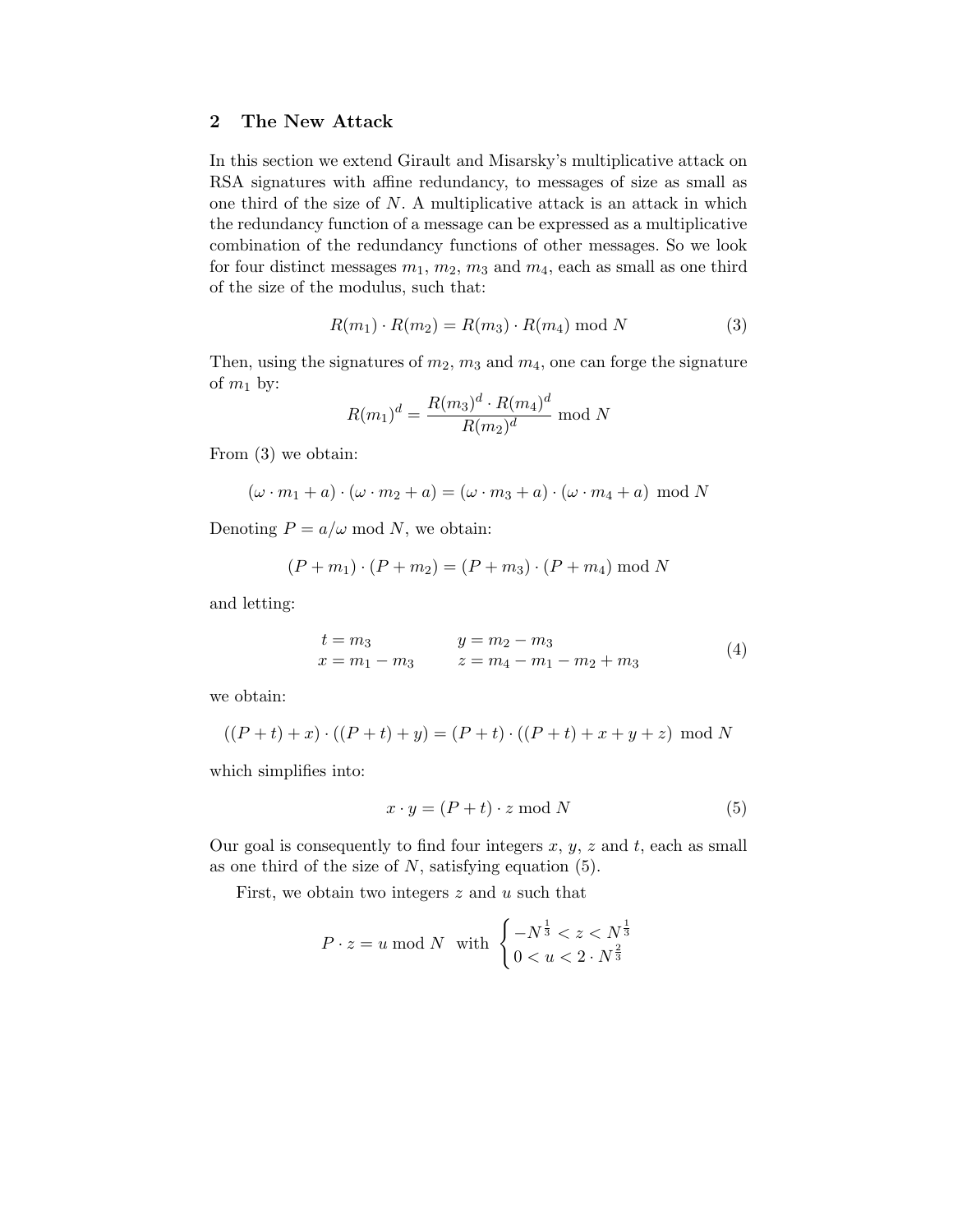## 2 The New Attack

In this section we extend Girault and Misarsky's multiplicative attack on RSA signatures with affine redundancy, to messages of size as small as one third of the size of $N$. A multiplicative attack is an attack in which the redundancy function of a message can be expressed as a multiplicative combination of the redundancy functions of other messages. So we look for four distinct messages $m_1$, $m_2$, $m_3$ and $m_4$, each as small as one third of the size of the modulus, such that:

$$R(m_1) \cdot R(m_2) = R(m_3) \cdot R(m_4) \bmod N \tag{3}$$

Then, using the signatures of $m_2$, $m_3$ and $m_4$, one can forge the signature of $m_1$ by:

$$R(m_1)^d = \frac{R(m_3)^d \cdot R(m_4)^d}{R(m_2)^d} \bmod N$$

From (3) we obtain:

$$(\omega \cdot m_1 + a) \cdot (\omega \cdot m_2 + a) = (\omega \cdot m_3 + a) \cdot (\omega \cdot m_4 + a) \bmod N$$

Denoting $P = a/\omega \bmod N$, we obtain:

$$(P + m_1) \cdot (P + m_2) = (P + m_3) \cdot (P + m_4) \bmod N$$

and letting:

$$\begin{array}{ll} t = m_3 & y = m_2 - m_3 \\ x = m_1 - m_3 & z = m_4 - m_1 - m_2 + m_3 \end{array} \tag{4}$$

we obtain:

$$((P + t) + x) \cdot ((P + t) + y) = (P + t) \cdot ((P + t) + x + y + z) \bmod N$$

which simplifies into:

$$x \cdot y = (P + t) \cdot z \bmod N \tag{5}$$

Our goal is consequently to find four integers $x$, $y$, $z$ and $t$, each as small as one third of the size of $N$, satisfying equation (5).

First, we obtain two integers $z$ and $u$ such that

$$P \cdot z = u \bmod N \quad \text{with} \begin{cases} -N^{\frac{1}{3}} < z < N^{\frac{1}{3}} \\ 0 < u < 2 \cdot N^{\frac{2}{3}} \end{cases}$$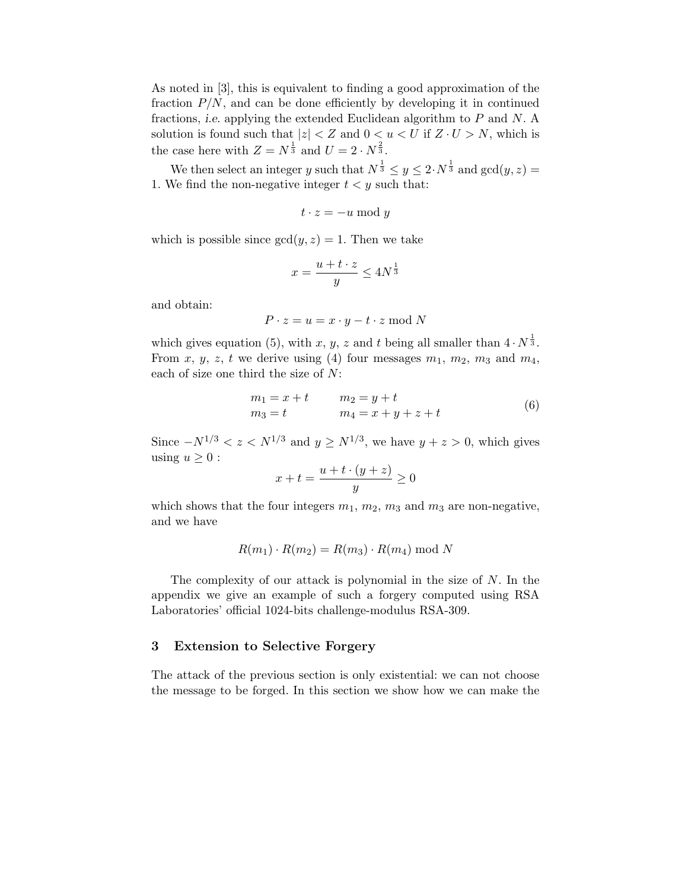As noted in [3], this is equivalent to finding a good approximation of the fraction $P/N$, and can be done efficiently by developing it in continued fractions, *i.e.* applying the extended Euclidean algorithm to $P$ and $N$. A solution is found such that $|z| < Z$ and $0 < u < U$ if $Z \cdot U > N$, which is the case here with $Z = N^{\frac{1}{3}}$ and $U = 2 \cdot N^{\frac{2}{3}}$.

We then select an integer $y$ such that $N^{\frac{1}{3}} \leq y \leq 2 \cdot N^{\frac{1}{3}}$ and $\gcd(y, z) = 1$. We find the non-negative integer $t < y$ such that:

$$t \cdot z = -u \bmod y$$

which is possible since $\gcd(y, z) = 1$. Then we take

$$x = \frac{u + t \cdot z}{y} \leq 4N^{\frac{1}{3}}$$

and obtain:

$$P \cdot z = u = x \cdot y - t \cdot z \bmod N$$

which gives equation (5), with $x$, $y$, $z$ and $t$ being all smaller than $4 \cdot N^{\frac{1}{3}}$. From $x$, $y$, $z$, $t$ we derive using (4) four messages $m_1$, $m_2$, $m_3$ and $m_4$, each of size one third the size of $N$:

$$\begin{array}{ll} m_1 = x + t & \quad m_2 = y + t \\ m_3 = t & \quad m_4 = x + y + z + t \end{array} \tag{6}$$

Since $-N^{1/3} < z < N^{1/3}$ and $y \geq N^{1/3}$, we have $y + z > 0$, which gives using $u \geq 0$ :

$$x + t = \frac{u + t \cdot (y + z)}{y} \geq 0$$

which shows that the four integers $m_1$, $m_2$, $m_3$ and $m_3$ are non-negative, and we have

$$R(m_1) \cdot R(m_2) = R(m_3) \cdot R(m_4) \bmod N$$

The complexity of our attack is polynomial in the size of $N$. In the appendix we give an example of such a forgery computed using RSA Laboratories' official 1024-bits challenge-modulus RSA-309.

## 3 Extension to Selective Forgery

The attack of the previous section is only existential: we can not choose the message to be forged. In this section we show how we can make the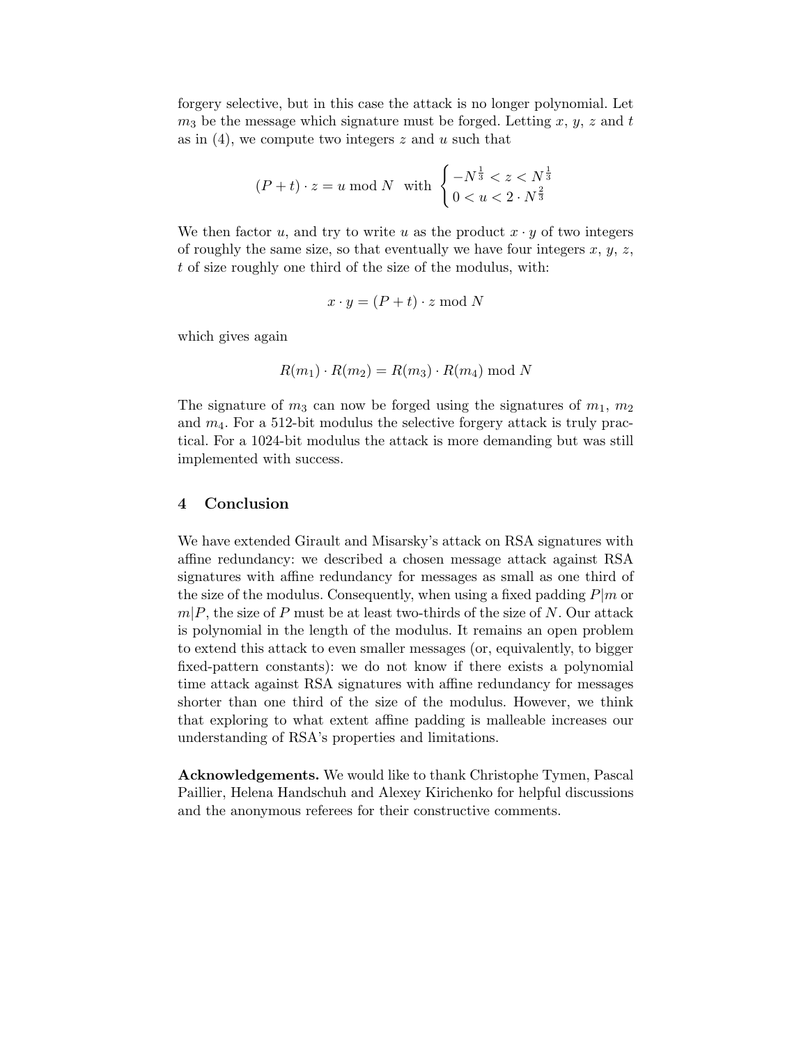forgery selective, but in this case the attack is no longer polynomial. Let $m_3$ be the message which signature must be forged. Letting $x$, $y$, $z$ and $t$ as in (4), we compute two integers $z$ and $u$ such that

$$(P + t) \cdot z = u \bmod N \quad \text{with} \begin{cases} -N^{\frac{1}{3}} < z < N^{\frac{1}{3}} \\ 0 < u < 2 \cdot N^{\frac{2}{3}} \end{cases}$$

We then factor $u$, and try to write $u$ as the product $x \cdot y$ of two integers of roughly the same size, so that eventually we have four integers $x$, $y$, $z$, $t$ of size roughly one third of the size of the modulus, with:

$$x \cdot y = (P + t) \cdot z \bmod N$$

which gives again

$$R(m_1) \cdot R(m_2) = R(m_3) \cdot R(m_4) \bmod N$$

The signature of $m_3$ can now be forged using the signatures of $m_1$, $m_2$ and $m_4$. For a 512-bit modulus the selective forgery attack is truly practical. For a 1024-bit modulus the attack is more demanding but was still implemented with success.

## 4 Conclusion

We have extended Girault and Misarsky's attack on RSA signatures with affine redundancy: we described a chosen message attack against RSA signatures with affine redundancy for messages as small as one third of the size of the modulus. Consequently, when using a fixed padding $P|m$ or $m|P$, the size of $P$ must be at least two-thirds of the size of $N$. Our attack is polynomial in the length of the modulus. It remains an open problem to extend this attack to even smaller messages (or, equivalently, to bigger fixed-pattern constants): we do not know if there exists a polynomial time attack against RSA signatures with affine redundancy for messages shorter than one third of the size of the modulus. However, we think that exploring to what extent affine padding is malleable increases our understanding of RSA's properties and limitations.

**Acknowledgements.** We would like to thank Christophe Tymen, Pascal Paillier, Helena Handschuh and Alexey Kirichenko for helpful discussions and the anonymous referees for their constructive comments.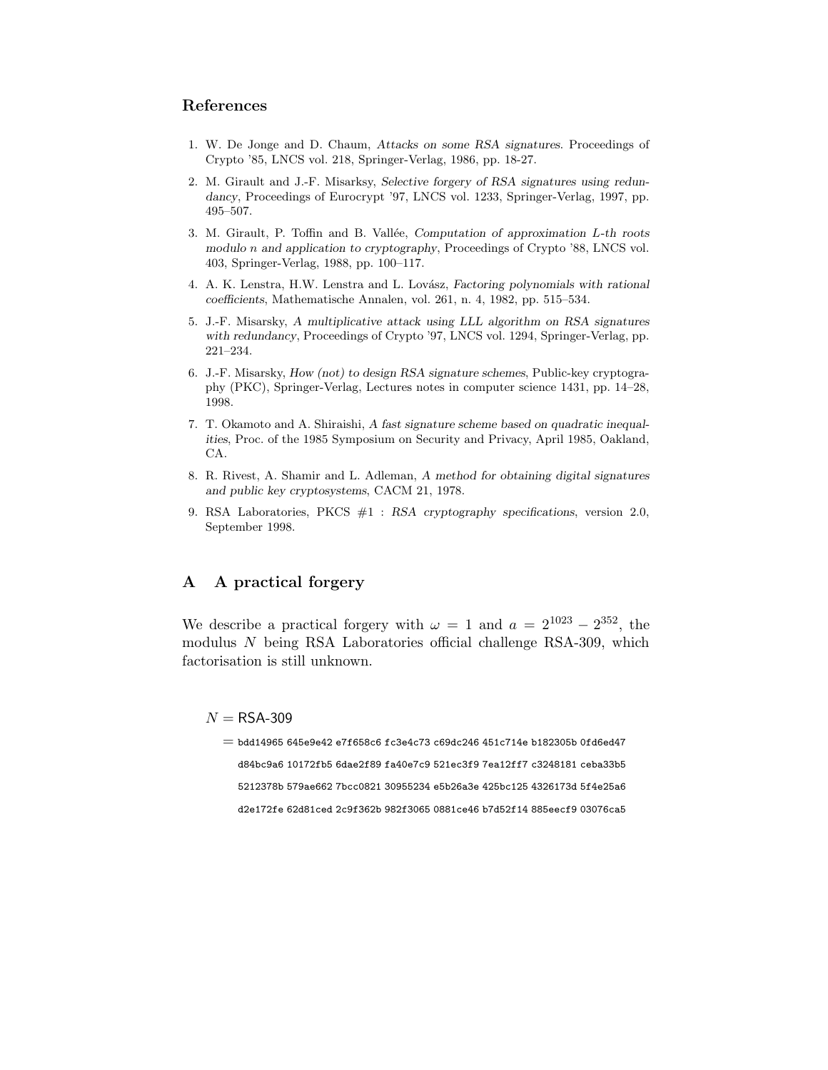## References

1. W. De Jonge and D. Chaum, *Attacks on some RSA signatures*. Proceedings of Crypto '85, LNCS vol. 218, Springer-Verlag, 1986, pp. 18-27.
2. M. Girault and J.-F. Misarksy, *Selective forgery of RSA signatures using redundancy*, Proceedings of Eurocrypt '97, LNCS vol. 1233, Springer-Verlag, 1997, pp. 495–507.
3. M. Girault, P. Toffin and B. Vallée, *Computation of approximation L-th roots modulo n and application to cryptography*, Proceedings of Crypto '88, LNCS vol. 403, Springer-Verlag, 1988, pp. 100–117.
4. A. K. Lenstra, H.W. Lenstra and L. Lovász, *Factoring polynomials with rational coefficients*, Mathematische Annalen, vol. 261, n. 4, 1982, pp. 515–534.
5. J.-F. Misarsky, *A multiplicative attack using LLL algorithm on RSA signatures with redundancy*, Proceedings of Crypto '97, LNCS vol. 1294, Springer-Verlag, pp. 221–234.
6. J.-F. Misarsky, *How (not) to design RSA signature schemes*, Public-key cryptography (PKC), Springer-Verlag, Lectures notes in computer science 1431, pp. 14–28, 1998.
7. T. Okamoto and A. Shiraishi, *A fast signature scheme based on quadratic inequalities*, Proc. of the 1985 Symposium on Security and Privacy, April 1985, Oakland, CA.
8. R. Rivest, A. Shamir and L. Adleman, *A method for obtaining digital signatures and public key cryptosystems*, CACM 21, 1978.
9. RSA Laboratories, PKCS #1 : *RSA cryptography specifications*, version 2.0, September 1998.

## A A practical forgery

We describe a practical forgery with $\omega = 1$ and $a = 2^{1023} - 2^{352}$, the modulus $N$ being RSA Laboratories official challenge RSA-309, which factorisation is still unknown.

$N = \text{RSA-309}$

$=$ bdd14965 645e9e42 e7f658c6 fc3e4c73 c69dc246 451c714e b182305b 0fd6ed47 d84bc9a6 10172fb5 6dae2f89 fa40e7c9 521ec3f9 7ea12ff7 c3248181 ceba33b5 5212378b 579ae662 7bcc0821 30955234 e5b26a3e 425bc125 4326173d 5f4e25a6 d2e172fe 62d81ced 2c9f362b 982f3065 0881ce46 b7d52f14 885eecf9 03076ca5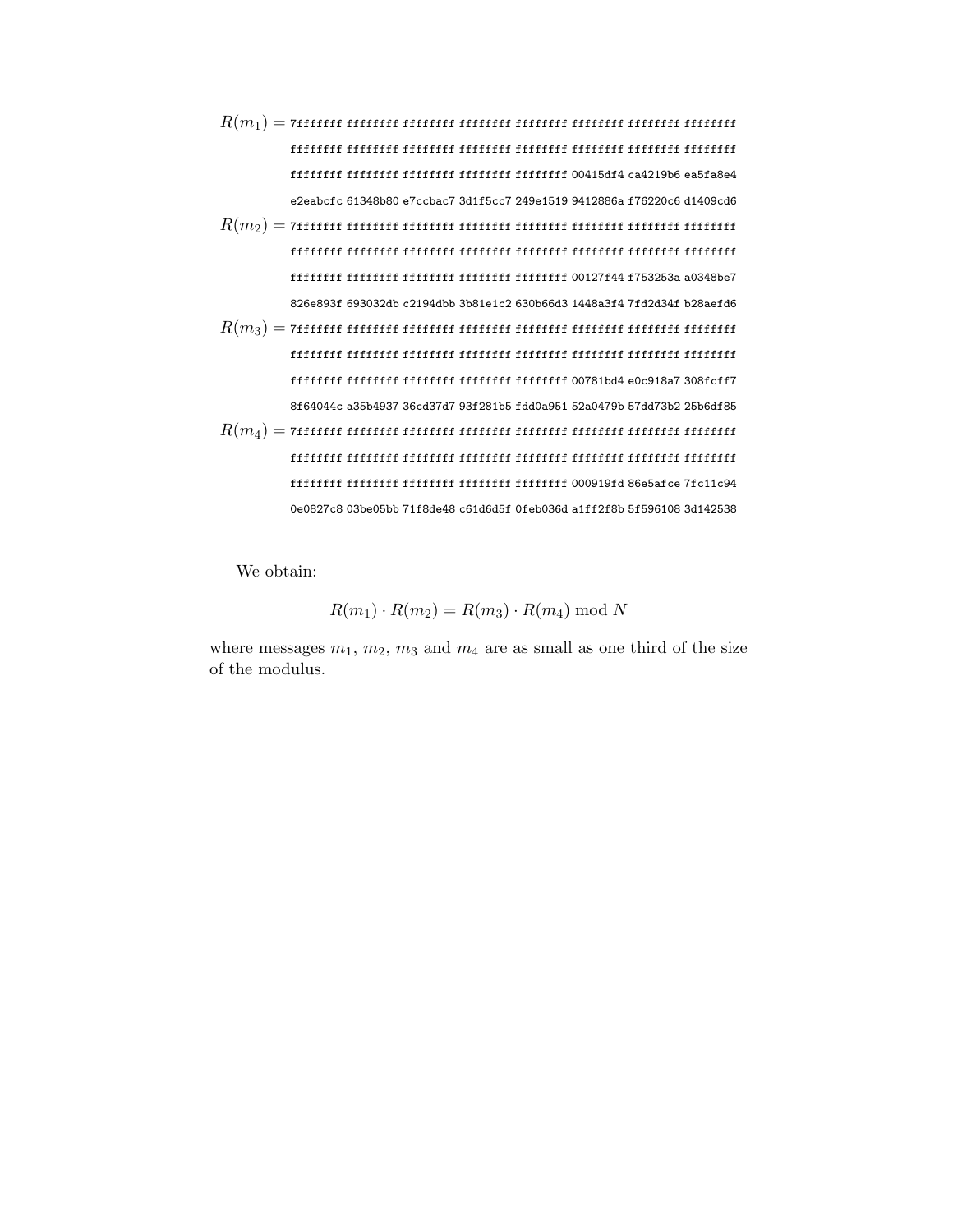$R(m_1) =$
```
7fffffff ffffffff ffffffff ffffffff ffffffff ffffffff ffffffff ffffffff
ffffffff ffffffff ffffffff ffffffff ffffffff ffffffff ffffffff ffffffff
ffffffff ffffffff ffffffff ffffffff ffffffff 00415df4 ca4219b6 ea5fa8e4
e2eabcfc 61348b80 e7ccbac7 3d1f5cc7 249e1519 9412886a f76220c6 d1409cd6
```

$R(m_2) =$
```
7fffffff ffffffff ffffffff ffffffff ffffffff ffffffff ffffffff ffffffff
ffffffff ffffffff ffffffff ffffffff ffffffff ffffffff ffffffff ffffffff
ffffffff ffffffff ffffffff ffffffff ffffffff 00127f44 f753253a a0348be7
826e893f 693032db c2194dbb 3b81e1c2 630b66d3 1448a3f4 7fd2d34f b28aefd6
```

$R(m_3) =$
```
7fffffff ffffffff ffffffff ffffffff ffffffff ffffffff ffffffff ffffffff
ffffffff ffffffff ffffffff ffffffff ffffffff ffffffff ffffffff ffffffff
ffffffff ffffffff ffffffff ffffffff ffffffff 00781bd4 e0c918a7 308fcff7
8f64044c a35b4937 36cd37d7 93f281b5 fdd0a951 52a0479b 57dd73b2 25b6df85
```

$R(m_4) =$
```
7fffffff ffffffff ffffffff ffffffff ffffffff ffffffff ffffffff ffffffff
ffffffff ffffffff ffffffff ffffffff ffffffff ffffffff ffffffff ffffffff
ffffffff ffffffff ffffffff ffffffff ffffffff 000919fd 86e5afce 7fc11c94
0e0827c8 03be05bb 71f8de48 c61d6d5f 0feb036d a1ff2f8b 5f596108 3d142538
```

We obtain:

$$R(m_1) \cdot R(m_2) = R(m_3) \cdot R(m_4) \bmod N$$

where messages $m_1$, $m_2$, $m_3$ and $m_4$ are as small as one third of the size of the modulus.